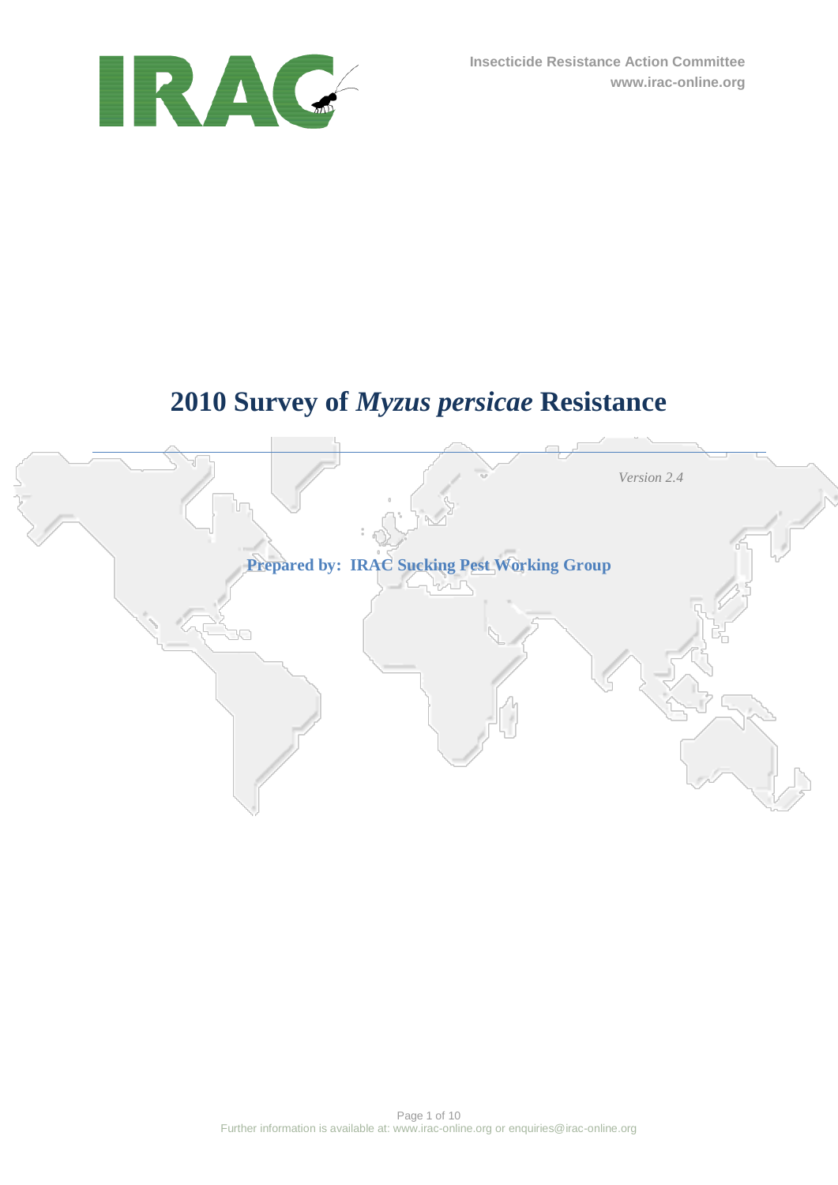Insecticide Resistance Action Committee
www.irac-online.org

# 2010 Survey of *Myzus persicae* Resistance

*Version 2.4*

**Prepared by: IRAC Sucking Pest Working Group**

Further information is available at: www.irac-online.org or enquiries@irac-online.org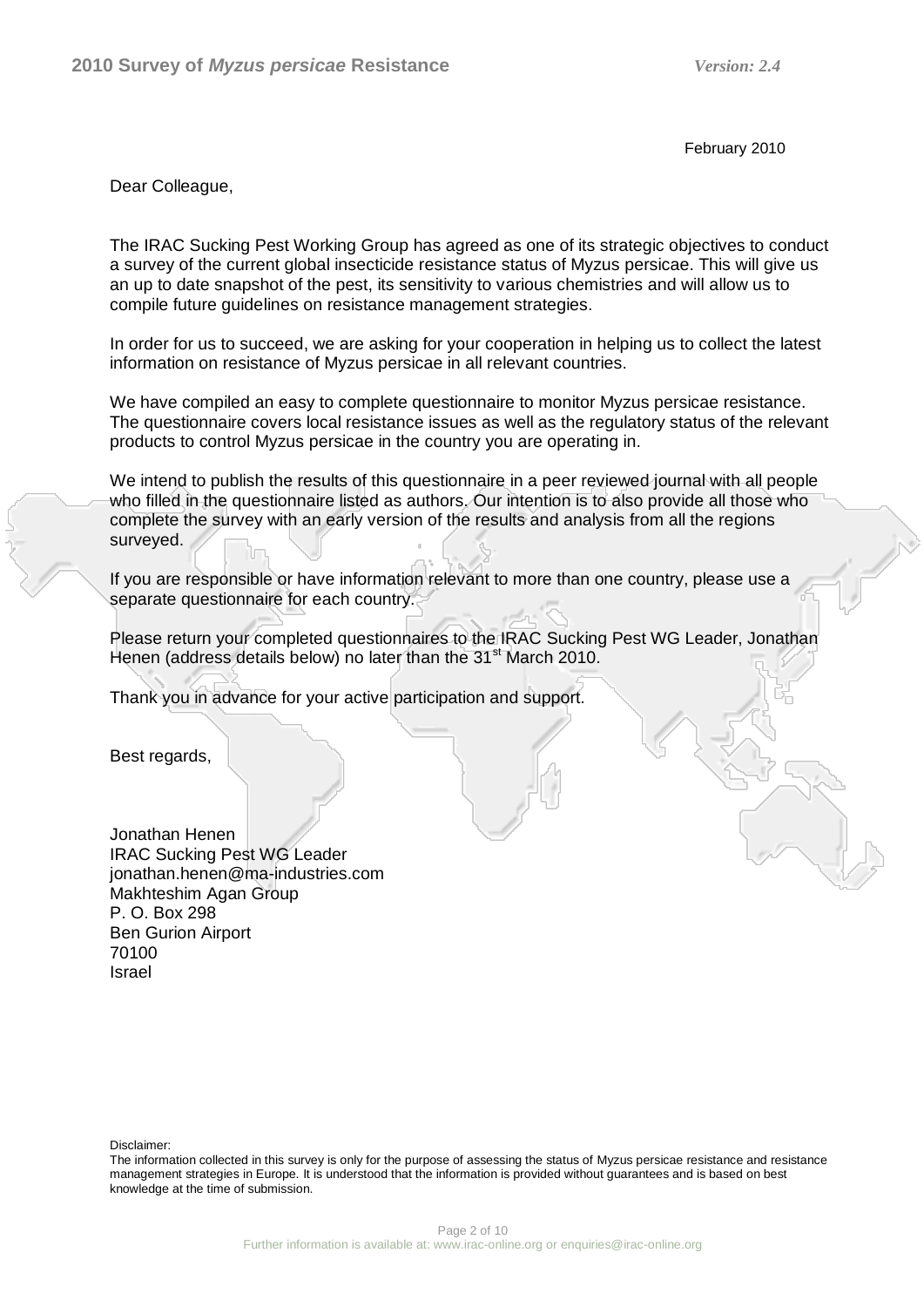February 2010

Dear Colleague,

The IRAC Sucking Pest Working Group has agreed as one of its strategic objectives to conduct a survey of the current global insecticide resistance status of Myzus persicae. This will give us an up to date snapshot of the pest, its sensitivity to various chemistries and will allow us to compile future guidelines on resistance management strategies.

In order for us to succeed, we are asking for your cooperation in helping us to collect the latest information on resistance of Myzus persicae in all relevant countries.

We have compiled an easy to complete questionnaire to monitor Myzus persicae resistance. The questionnaire covers local resistance issues as well as the regulatory status of the relevant products to control Myzus persicae in the country you are operating in.

We intend to publish the results of this questionnaire in a peer reviewed journal with all people who filled in the questionnaire listed as authors. Our intention is to also provide all those who complete the survey with an early version of the results and analysis from all the regions surveyed.

If you are responsible or have information relevant to more than one country, please use a separate questionnaire for each country.

Please return your completed questionnaires to the IRAC Sucking Pest WG Leader, Jonathan Henen (address details below) no later than the 31st March 2010.

Thank you in advance for your active participation and support.

Best regards,

Jonathan Henen
IRAC Sucking Pest WG Leader
jonathan.henen@ma-industries.com
Makhteshim Agan Group
P. O. Box 298
Ben Gurion Airport
70100
Israel

Disclaimer:
The information collected in this survey is only for the purpose of assessing the status of Myzus persicae resistance and resistance management strategies in Europe. It is understood that the information is provided without guarantees and is based on best knowledge at the time of submission.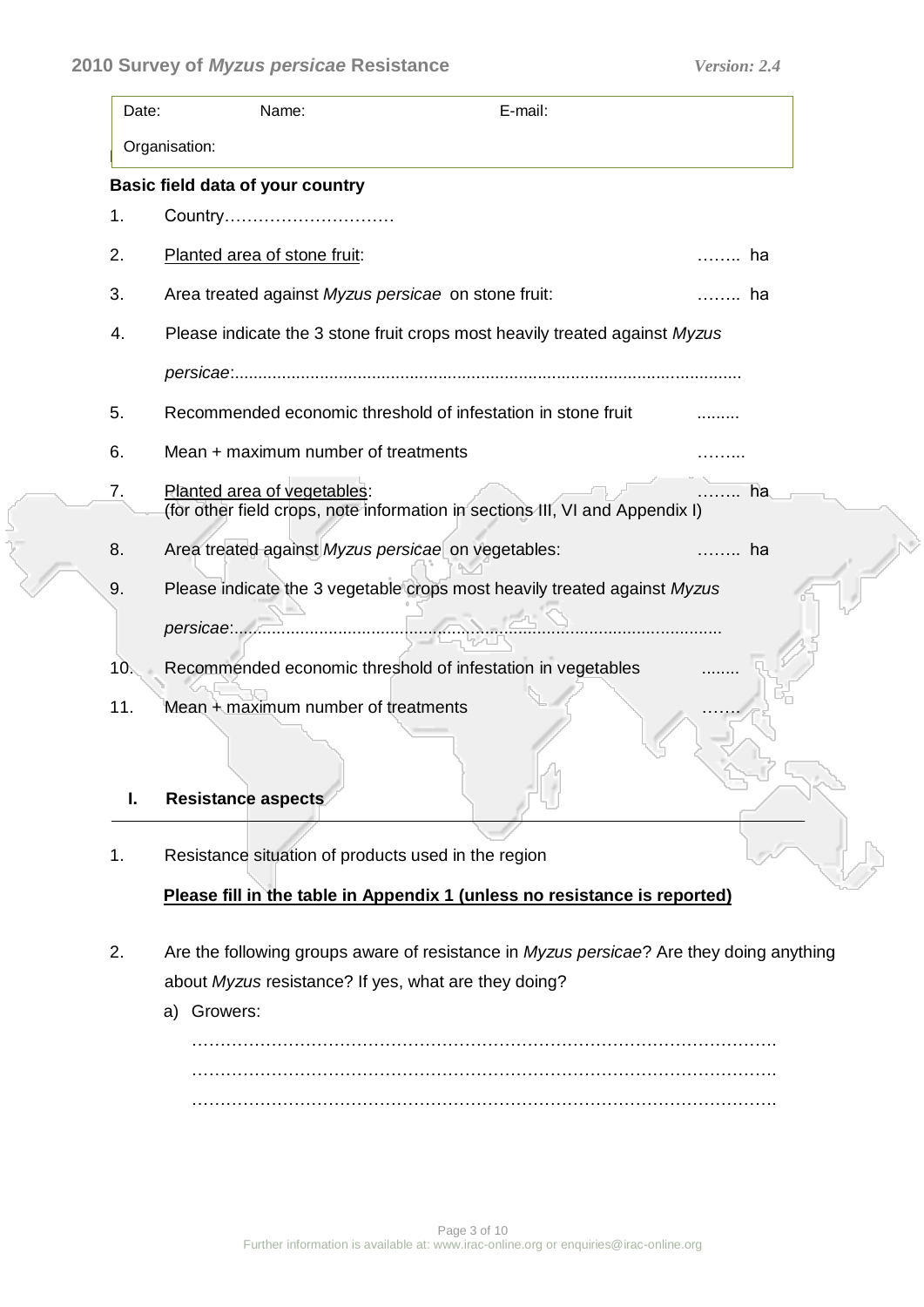| | | |
|---|---|---|
| Date: | Name: | E-mail: |
| Organisation: | | |

**Basic field data of your country**

1. Country…………………………
2. Planted area of stone fruit: …….. ha
3. Area treated against *Myzus persicae* on stone fruit: …….. ha
4. Please indicate the 3 stone fruit crops most heavily treated against *Myzus persicae*:.........................................................................................................
5. Recommended economic threshold of infestation in stone fruit .........
6. Mean + maximum number of treatments ……...
7. Planted area of vegetables: …….. ha
   (for other field crops, note information in sections III, VI and Appendix I)
8. Area treated against *Myzus persicae* on vegetables: …….. ha
9. Please indicate the 3 vegetable crops most heavily treated against *Myzus persicae*:.........................................................................................................
10. Recommended economic threshold of infestation in vegetables ........
11. Mean + maximum number of treatments …….

## I. Resistance aspects

1. Resistance situation of products used in the region

   **Please fill in the table in Appendix 1 (unless no resistance is reported)**

2. Are the following groups aware of resistance in *Myzus persicae*? Are they doing anything about *Myzus* resistance? If yes, what are they doing?

   a) Growers:

   ……………………………………………………………………………………….
   ……………………………………………………………………………………….
   ……………………………………………………………………………………….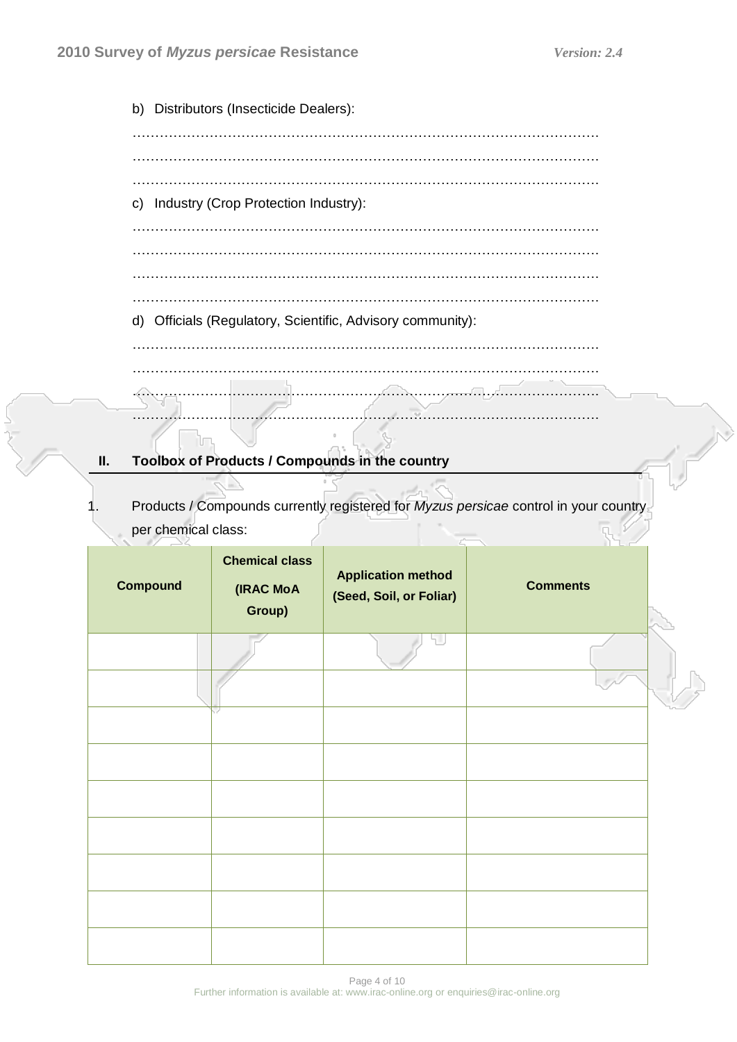b) Distributors (Insecticide Dealers):

…………………………………………………………………………………………

…………………………………………………………………………………………

…………………………………………………………………………………………

c) Industry (Crop Protection Industry):

…………………………………………………………………………………………

…………………………………………………………………………………………

…………………………………………………………………………………………

…………………………………………………………………………………………

d) Officials (Regulatory, Scientific, Advisory community):

…………………………………………………………………………………………

…………………………………………………………………………………………

…………………………………………………………………………………………

…………………………………………………………………………………………

## II. Toolbox of Products / Compounds in the country

1. Products / Compounds currently registered for *Myzus persicae* control in your country per chemical class:

| Compound | Chemical class (IRAC MoA Group) | Application method (Seed, Soil, or Foliar) | Comments |
|---|---|---|---|
| | | | |
| | | | |
| | | | |
| | | | |
| | | | |
| | | | |
| | | | |
| | | | |
| | | | |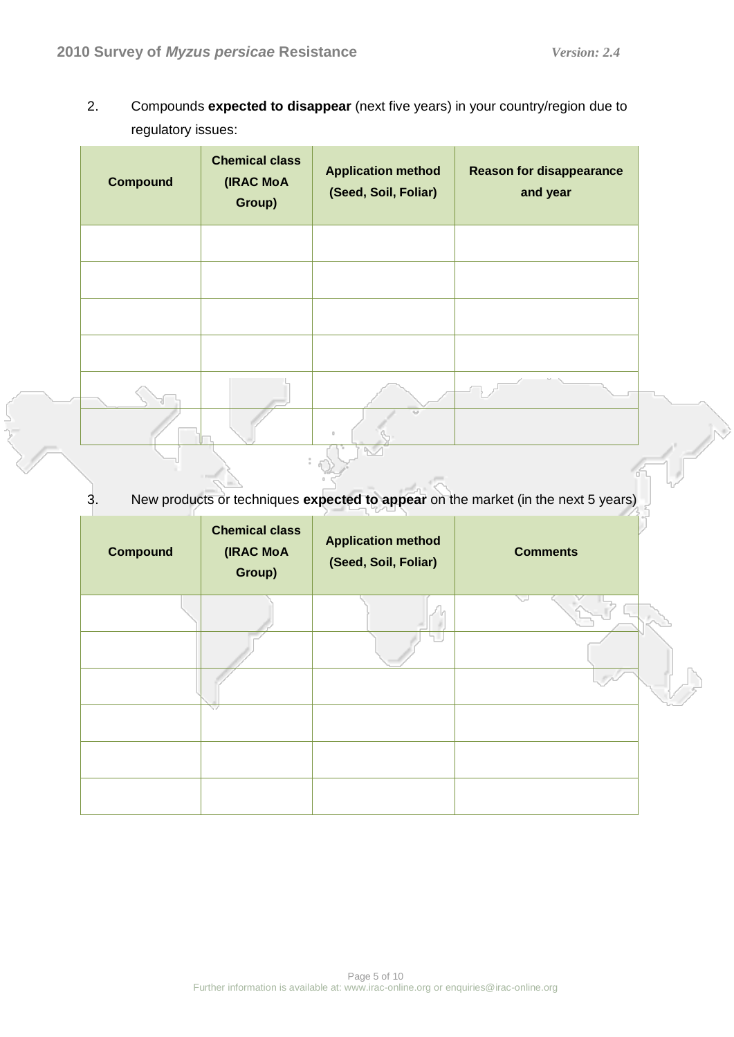2. Compounds **expected to disappear** (next five years) in your country/region due to regulatory issues:

| Compound | Chemical class (IRAC MoA Group) | Application method (Seed, Soil, Foliar) | Reason for disappearance and year |
|---|---|---|---|
| | | | |
| | | | |
| | | | |
| | | | |
| | | | |
| | | | |

3. New products or techniques **expected to appear** on the market (in the next 5 years)

| Compound | Chemical class (IRAC MoA Group) | Application method (Seed, Soil, Foliar) | Comments |
|---|---|---|---|
| | | | |
| | | | |
| | | | |
| | | | |
| | | | |
| | | | |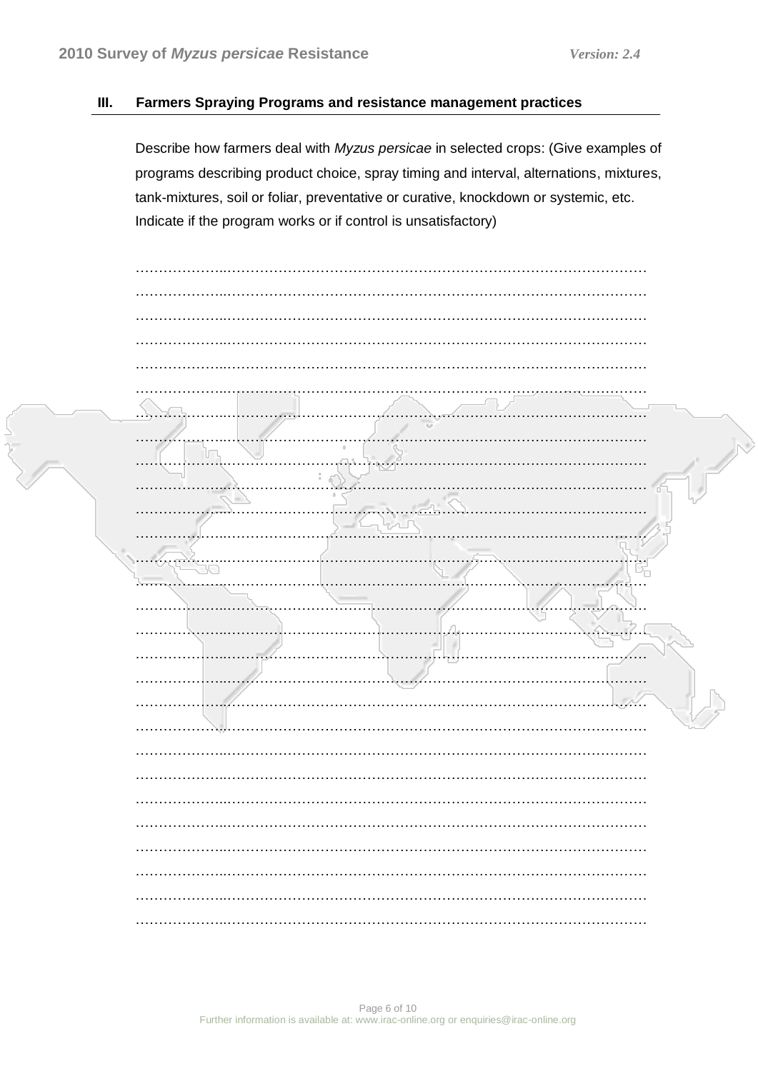## III. Farmers Spraying Programs and resistance management practices

Describe how farmers deal with *Myzus persicae* in selected crops: (Give examples of programs describing product choice, spray timing and interval, alternations, mixtures, tank-mixtures, soil or foliar, preventative or curative, knockdown or systemic, etc. Indicate if the program works or if control is unsatisfactory)

…………………………………………………………………………………………………
…………………………………………………………………………………………………
…………………………………………………………………………………………………
…………………………………………………………………………………………………
…………………………………………………………………………………………………
…………………………………………………………………………………………………
…………………………………………………………………………………………………
…………………………………………………………………………………………………
…………………………………………………………………………………………………
…………………………………………………………………………………………………
…………………………………………………………………………………………………
…………………………………………………………………………………………………
…………………………………………………………………………………………………
…………………………………………………………………………………………………
…………………………………………………………………………………………………
…………………………………………………………………………………………………
…………………………………………………………………………………………………
…………………………………………………………………………………………………
…………………………………………………………………………………………………
…………………………………………………………………………………………………
…………………………………………………………………………………………………
…………………………………………………………………………………………………
…………………………………………………………………………………………………
…………………………………………………………………………………………………
…………………………………………………………………………………………………
…………………………………………………………………………………………………
…………………………………………………………………………………………………
…………………………………………………………………………………………………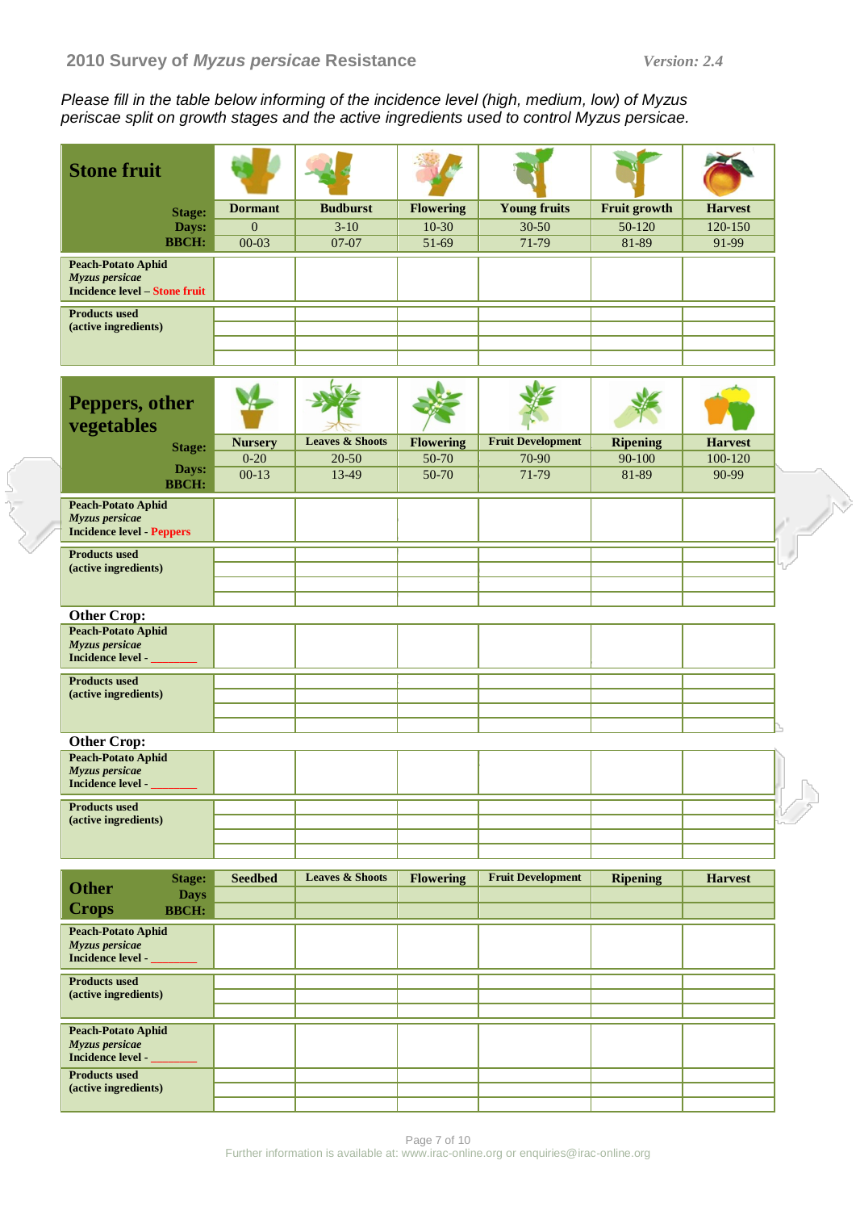## 2010 Survey of *Myzus persicae* Resistance

*Version: 2.4*

*Please fill in the table below informing of the incidence level (high, medium, low) of Myzus periscae split on growth stages and the active ingredients used to control Myzus persicae.*

| **Stone fruit** | | | | | | |
|---|---|---|---|---|---|---|
| **Stage:** | **Dormant** | **Budburst** | **Flowering** | **Young fruits** | **Fruit growth** | **Harvest** |
| **Days:** | 0 | 3-10 | 10-30 | 30-50 | 50-120 | 120-150 |
| **BBCH:** | 00-03 | 07-07 | 51-69 | 71-79 | 81-89 | 91-99 |
| **Peach-Potato Aphid** ***Myzus persicae*** **Incidence level – Stone fruit** | | | | | | |
| **Products used (active ingredients)** | | | | | | |
| | | | | | | |
| | | | | | | |
| | | | | | | |

| **Peppers, other vegetables** | | | | | | |
|---|---|---|---|---|---|---|
| **Stage:** | **Nursery** | **Leaves & Shoots** | **Flowering** | **Fruit Development** | **Ripening** | **Harvest** |
| **Days:** | 0-20 | 20-50 | 50-70 | 70-90 | 90-100 | 100-120 |
| **BBCH:** | 00-13 | 13-49 | 50-70 | 71-79 | 81-89 | 90-99 |
| **Peach-Potato Aphid** ***Myzus persicae*** **Incidence level - Peppers** | | | | | | |
| **Products used (active ingredients)** | | | | | | |
| | | | | | | |
| | | | | | | |
| | | | | | | |
| **Other Crop:** | | | | | | |
| **Peach-Potato Aphid** ***Myzus persicae*** **Incidence level - _______** | | | | | | |
| **Products used (active ingredients)** | | | | | | |
| | | | | | | |
| | | | | | | |
| | | | | | | |
| **Other Crop:** | | | | | | |
| **Peach-Potato Aphid** ***Myzus persicae*** **Incidence level - _______** | | | | | | |
| **Products used (active ingredients)** | | | | | | |
| | | | | | | |
| | | | | | | |
| | | | | | | |

| **Other Crops** | | | | | | |
|---|---|---|---|---|---|---|
| **Stage:** | **Seedbed** | **Leaves & Shoots** | **Flowering** | **Fruit Development** | **Ripening** | **Harvest** |
| **Days** | | | | | | |
| **BBCH:** | | | | | | |
| **Peach-Potato Aphid** ***Myzus persicae*** **Incidence level - _______** | | | | | | |
| **Products used (active ingredients)** | | | | | | |
| | | | | | | |
| | | | | | | |
| **Peach-Potato Aphid** ***Myzus persicae*** **Incidence level - _______** | | | | | | |
| **Products used (active ingredients)** | | | | | | |
| | | | | | | |
| | | | | | | |

Further information is available at: www.irac-online.org or enquiries@irac-online.org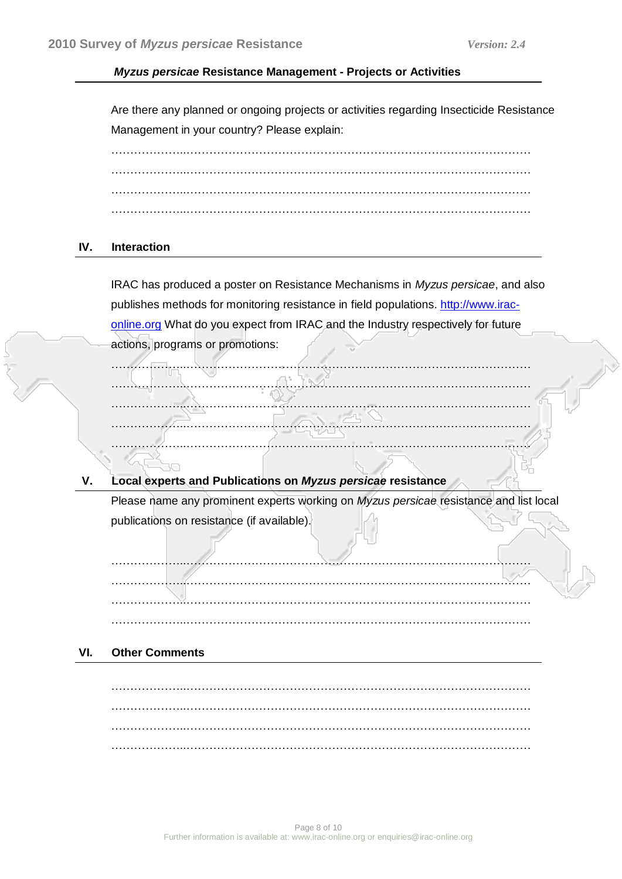### *Myzus persicae* Resistance Management - Projects or Activities

Are there any planned or ongoing projects or activities regarding Insecticide Resistance Management in your country? Please explain:

…………………………………………………………………………………………………
…………………………………………………………………………………………………
…………………………………………………………………………………………………
…………………………………………………………………………………………………

## IV. Interaction

IRAC has produced a poster on Resistance Mechanisms in *Myzus persicae*, and also publishes methods for monitoring resistance in field populations. [http://www.irac-online.org](http://www.irac-online.org) What do you expect from IRAC and the Industry respectively for future actions, programs or promotions:

…………………………………………………………………………………………………
…………………………………………………………………………………………………
…………………………………………………………………………………………………
…………………………………………………………………………………………………
…………………………………………………………………………………………………

## V. Local experts and Publications on *Myzus persicae* resistance

Please name any prominent experts working on *Myzus persicae* resistance and list local publications on resistance (if available).

…………………………………………………………………………………………………
…………………………………………………………………………………………………
…………………………………………………………………………………………………
…………………………………………………………………………………………………

## VI. Other Comments

…………………………………………………………………………………………………
…………………………………………………………………………………………………
…………………………………………………………………………………………………
…………………………………………………………………………………………………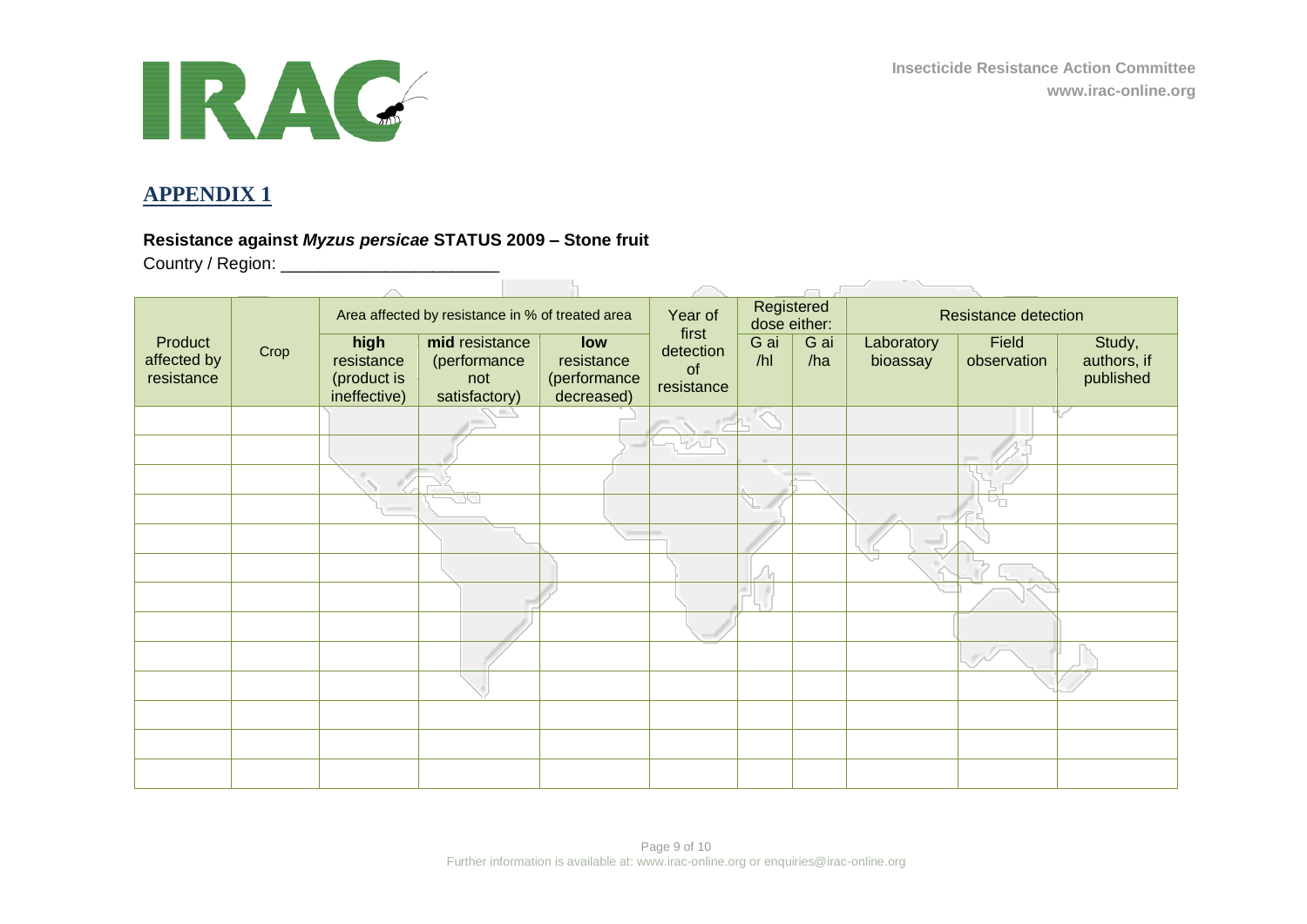## APPENDIX 1

**Resistance against *Myzus persicae* STATUS 2009 – Stone fruit**

Country / Region: _______________________

| Product affected by resistance | Crop | Area affected by resistance in % of treated area | | | Year of first detection of resistance | Registered dose either: | | Resistance detection | | |
|---|---|---|---|---|---|---|---|---|---|---|
| | | **high** resistance (product is ineffective) | **mid** resistance (performance not satisfactory) | **low** resistance (performance decreased) | | G ai /hl | G ai /ha | Laboratory bioassay | Field observation | Study, authors, if published |
| | | | | | | | | | | |
| | | | | | | | | | | |
| | | | | | | | | | | |
| | | | | | | | | | | |
| | | | | | | | | | | |
| | | | | | | | | | | |
| | | | | | | | | | | |
| | | | | | | | | | | |
| | | | | | | | | | | |
| | | | | | | | | | | |
| | | | | | | | | | | |
| | | | | | | | | | | |
| | | | | | | | | | | |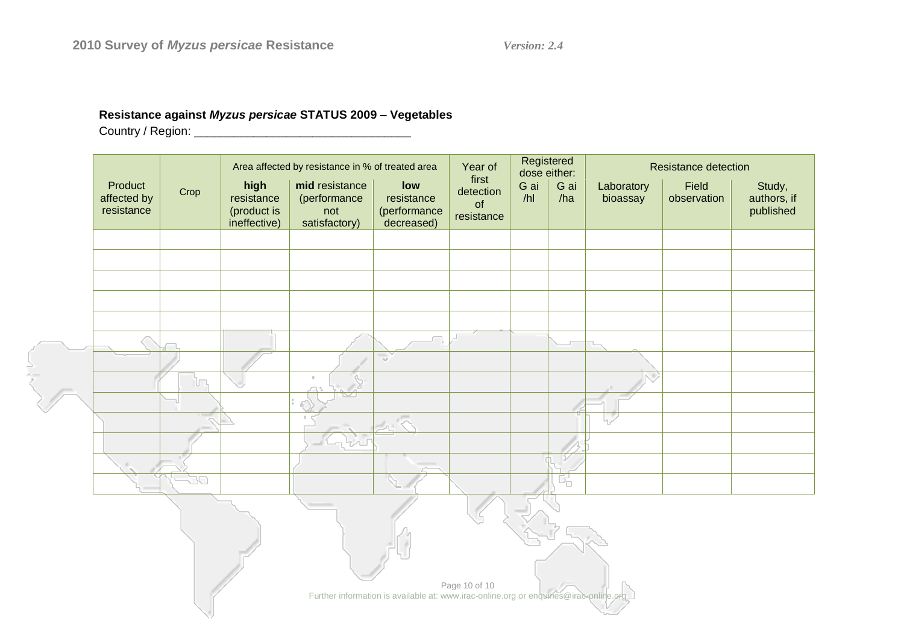## Resistance against *Myzus persicae* STATUS 2009 – Vegetables

Country / Region: ________________________________

| Product affected by resistance | Crop | Area affected by resistance in % of treated area | | | Year of first detection of resistance | Registered dose either: | | Resistance detection | | |
|---|---|---|---|---|---|---|---|---|---|---|
| | | **high** resistance (product is ineffective) | **mid** resistance (performance not satisfactory) | **low** resistance (performance decreased) | | G ai /hl | G ai /ha | Laboratory bioassay | Field observation | Study, authors, if published |
| | | | | | | | | | | |
| | | | | | | | | | | |
| | | | | | | | | | | |
| | | | | | | | | | | |
| | | | | | | | | | | |
| | | | | | | | | | | |
| | | | | | | | | | | |
| | | | | | | | | | | |
| | | | | | | | | | | |
| | | | | | | | | | | |
| | | | | | | | | | | |
| | | | | | | | | | | |
| | | | | | | | | | | |

Further information is available at: www.irac-online.org or enquiries@irac-online.org